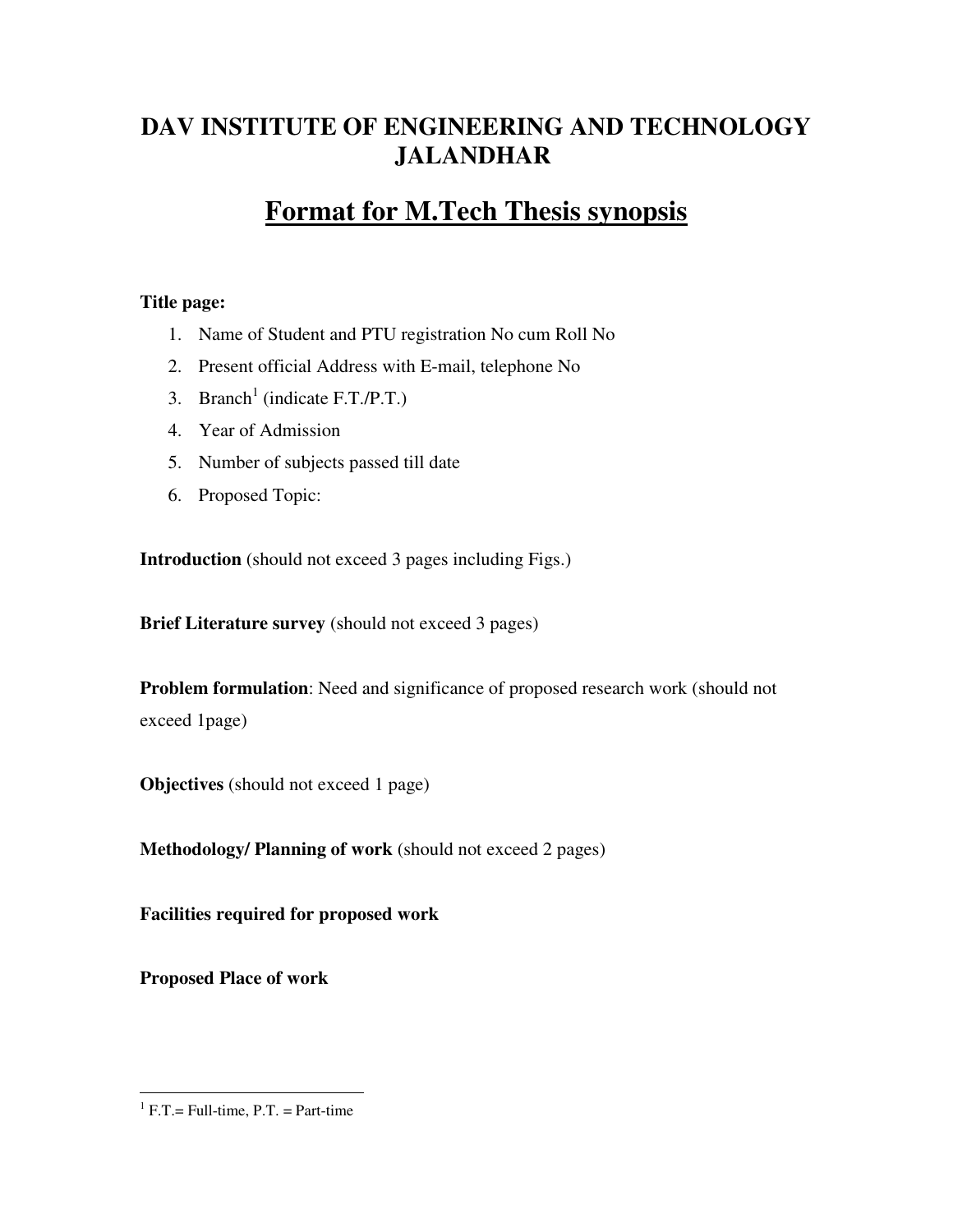# DAV INSTITUTE OF ENGINEERING AND TECHNOLOGY JALANDHAR

## Format for M.Tech Thesis synopsis

**Title page:**

1. Name of Student and PTU registration No cum Roll No
2. Present official Address with E-mail, telephone No
3. Branch[1] (indicate F.T./P.T.)
4. Year of Admission
5. Number of subjects passed till date
6. Proposed Topic:

**Introduction** (should not exceed 3 pages including Figs.)

**Brief Literature survey** (should not exceed 3 pages)

**Problem formulation**: Need and significance of proposed research work (should not exceed 1page)

**Objectives** (should not exceed 1 page)

**Methodology/ Planning of work** (should not exceed 2 pages)

**Facilities required for proposed work**

**Proposed Place of work**

---

[1] F.T.= Full-time, P.T. = Part-time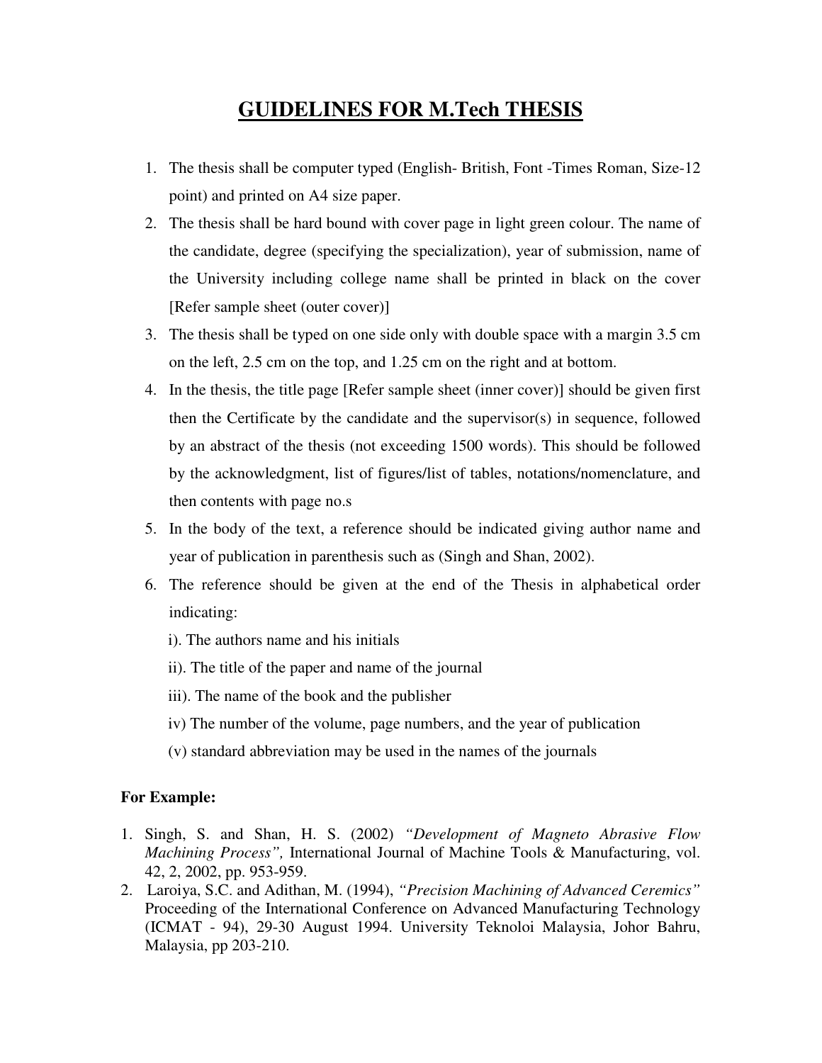# GUIDELINES FOR M.Tech THESIS

1. The thesis shall be computer typed (English- British, Font -Times Roman, Size-12 point) and printed on A4 size paper.
2. The thesis shall be hard bound with cover page in light green colour. The name of the candidate, degree (specifying the specialization), year of submission, name of the University including college name shall be printed in black on the cover [Refer sample sheet (outer cover)]
3. The thesis shall be typed on one side only with double space with a margin 3.5 cm on the left, 2.5 cm on the top, and 1.25 cm on the right and at bottom.
4. In the thesis, the title page [Refer sample sheet (inner cover)] should be given first then the Certificate by the candidate and the supervisor(s) in sequence, followed by an abstract of the thesis (not exceeding 1500 words). This should be followed by the acknowledgment, list of figures/list of tables, notations/nomenclature, and then contents with page no.s
5. In the body of the text, a reference should be indicated giving author name and year of publication in parenthesis such as (Singh and Shan, 2002).
6. The reference should be given at the end of the Thesis in alphabetical order indicating:

   i). The authors name and his initials

   ii). The title of the paper and name of the journal

   iii). The name of the book and the publisher

   iv) The number of the volume, page numbers, and the year of publication

   (v) standard abbreviation may be used in the names of the journals

**For Example:**

1. Singh, S. and Shan, H. S. (2002) *"Development of Magneto Abrasive Flow Machining Process",* International Journal of Machine Tools & Manufacturing, vol. 42, 2, 2002, pp. 953-959.
2. Laroiya, S.C. and Adithan, M. (1994), *"Precision Machining of Advanced Ceremics"* Proceeding of the International Conference on Advanced Manufacturing Technology (ICMAT - 94), 29-30 August 1994. University Teknoloi Malaysia, Johor Bahru, Malaysia, pp 203-210.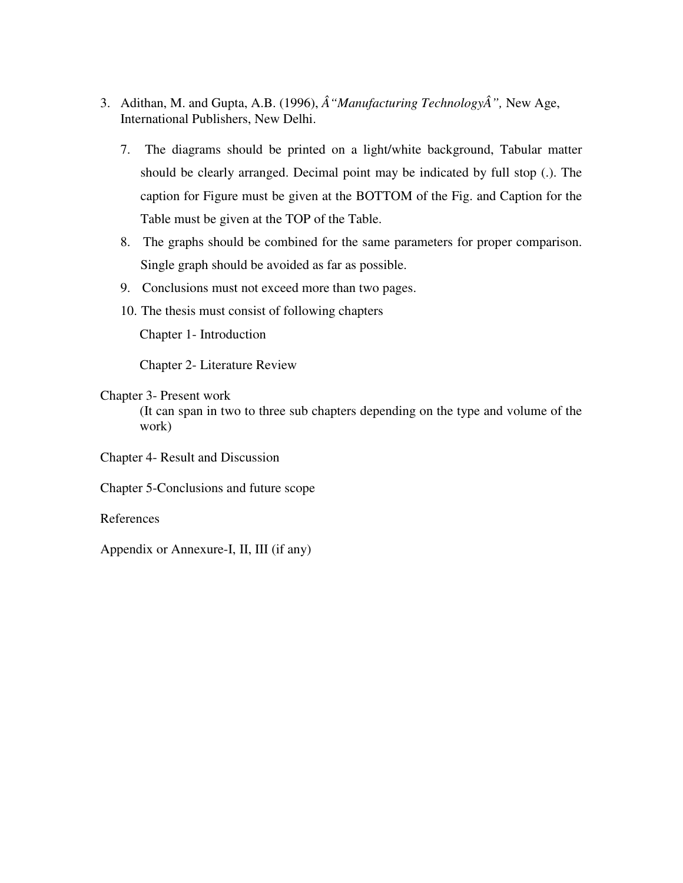3. Adithan, M. and Gupta, A.B. (1996), *Â“Manufacturing TechnologyÂ”,* New Age, International Publishers, New Delhi.

7. The diagrams should be printed on a light/white background, Tabular matter should be clearly arranged. Decimal point may be indicated by full stop (.). The caption for Figure must be given at the BOTTOM of the Fig. and Caption for the Table must be given at the TOP of the Table.
8. The graphs should be combined for the same parameters for proper comparison. Single graph should be avoided as far as possible.
9. Conclusions must not exceed more than two pages.
10. The thesis must consist of following chapters

    Chapter 1- Introduction

    Chapter 2- Literature Review

Chapter 3- Present work
(It can span in two to three sub chapters depending on the type and volume of the work)

Chapter 4- Result and Discussion

Chapter 5-Conclusions and future scope

References

Appendix or Annexure-I, II, III (if any)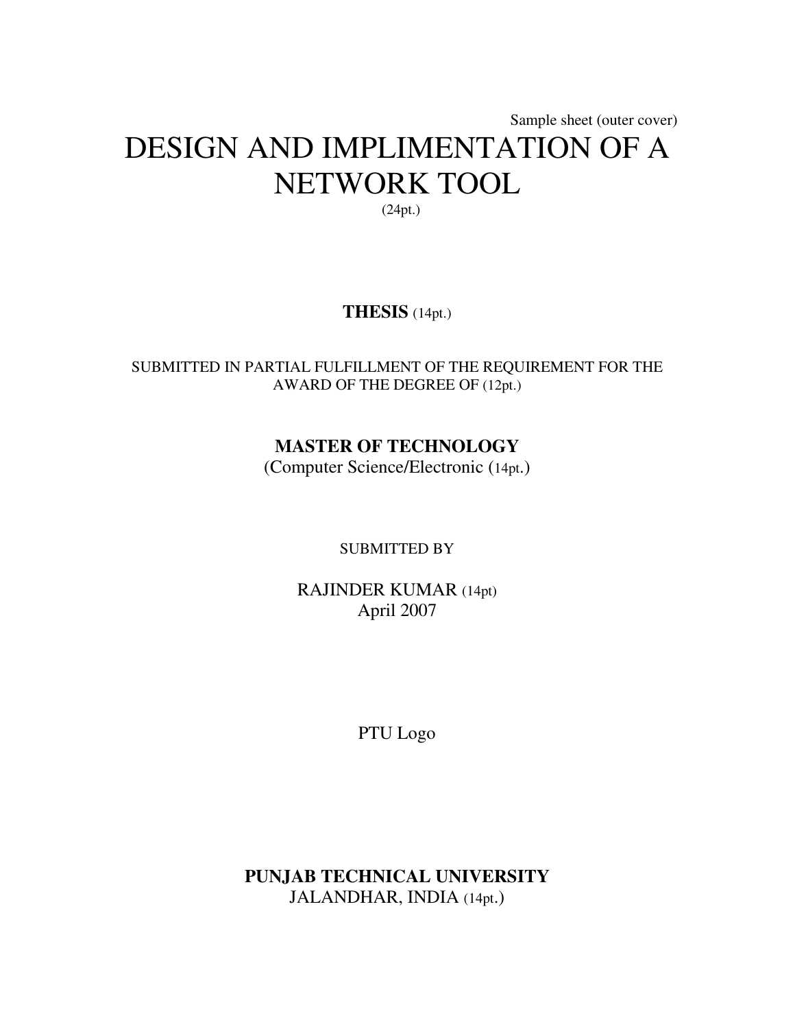Sample sheet (outer cover)

# DESIGN AND IMPLIMENTATION OF A NETWORK TOOL

(24pt.)

**THESIS** (14pt.)

SUBMITTED IN PARTIAL FULFILLMENT OF THE REQUIREMENT FOR THE AWARD OF THE DEGREE OF (12pt.)

**MASTER OF TECHNOLOGY**

(Computer Science/Electronic (14pt.)

SUBMITTED BY

RAJINDER KUMAR (14pt)

April 2007

PTU Logo

**PUNJAB TECHNICAL UNIVERSITY**

JALANDHAR, INDIA (14pt.)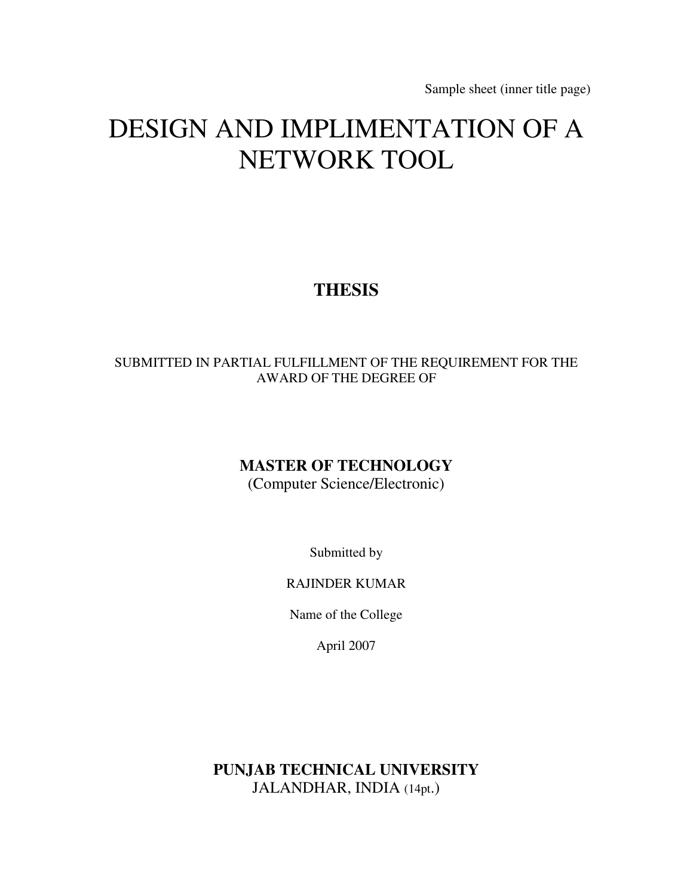Sample sheet (inner title page)

# DESIGN AND IMPLIMENTATION OF A NETWORK TOOL

**THESIS**

SUBMITTED IN PARTIAL FULFILLMENT OF THE REQUIREMENT FOR THE AWARD OF THE DEGREE OF

**MASTER OF TECHNOLOGY**
(Computer Science/Electronic)

Submitted by

RAJINDER KUMAR

Name of the College

April 2007

**PUNJAB TECHNICAL UNIVERSITY**
JALANDHAR, INDIA (14pt.)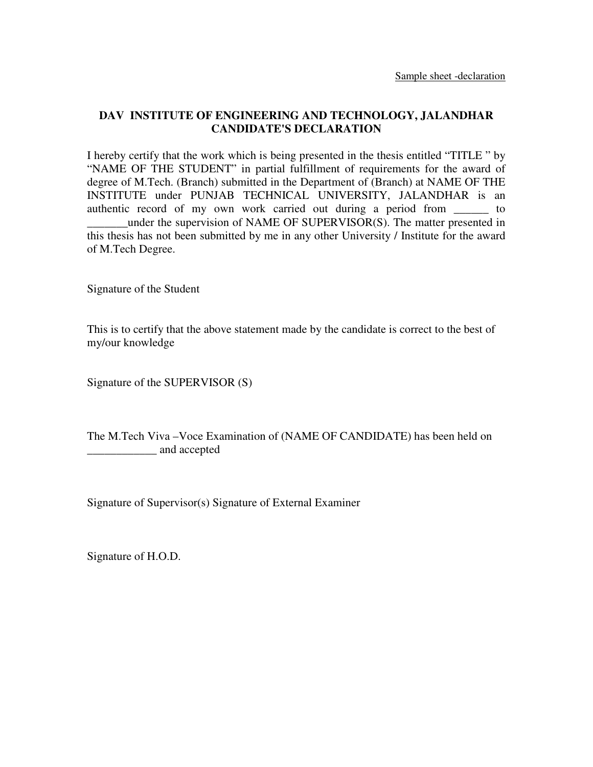Sample sheet -declaration

**DAV INSTITUTE OF ENGINEERING AND TECHNOLOGY, JALANDHAR**
**CANDIDATE'S DECLARATION**

I hereby certify that the work which is being presented in the thesis entitled "TITLE " by "NAME OF THE STUDENT" in partial fulfillment of requirements for the award of degree of M.Tech. (Branch) submitted in the Department of (Branch) at NAME OF THE INSTITUTE under PUNJAB TECHNICAL UNIVERSITY, JALANDHAR is an authentic record of my own work carried out during a period from ______ to _______under the supervision of NAME OF SUPERVISOR(S). The matter presented in this thesis has not been submitted by me in any other University / Institute for the award of M.Tech Degree.

Signature of the Student

This is to certify that the above statement made by the candidate is correct to the best of my/our knowledge

Signature of the SUPERVISOR (S)

The M.Tech Viva –Voce Examination of (NAME OF CANDIDATE) has been held on ____________ and accepted

Signature of Supervisor(s) Signature of External Examiner

Signature of H.O.D.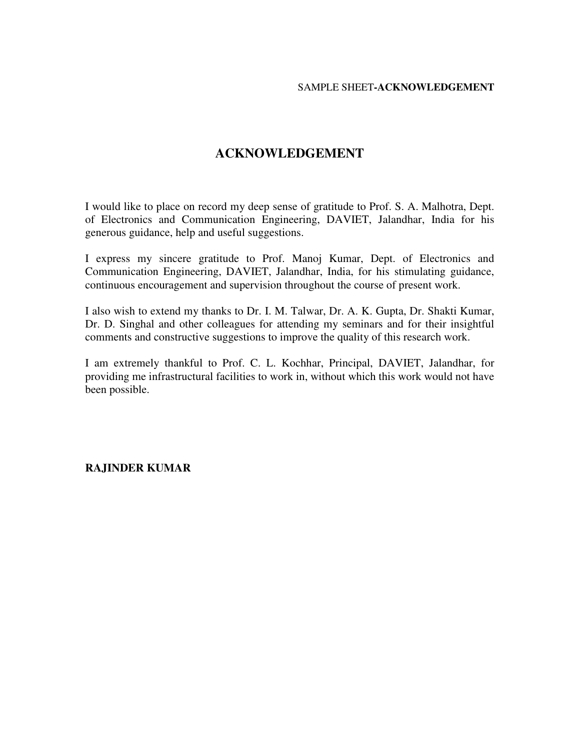SAMPLE SHEET-**ACKNOWLEDGEMENT**

# ACKNOWLEDGEMENT

I would like to place on record my deep sense of gratitude to Prof. S. A. Malhotra, Dept. of Electronics and Communication Engineering, DAVIET, Jalandhar, India for his generous guidance, help and useful suggestions.

I express my sincere gratitude to Prof. Manoj Kumar, Dept. of Electronics and Communication Engineering, DAVIET, Jalandhar, India, for his stimulating guidance, continuous encouragement and supervision throughout the course of present work.

I also wish to extend my thanks to Dr. I. M. Talwar, Dr. A. K. Gupta, Dr. Shakti Kumar, Dr. D. Singhal and other colleagues for attending my seminars and for their insightful comments and constructive suggestions to improve the quality of this research work.

I am extremely thankful to Prof. C. L. Kochhar, Principal, DAVIET, Jalandhar, for providing me infrastructural facilities to work in, without which this work would not have been possible.

**RAJINDER KUMAR**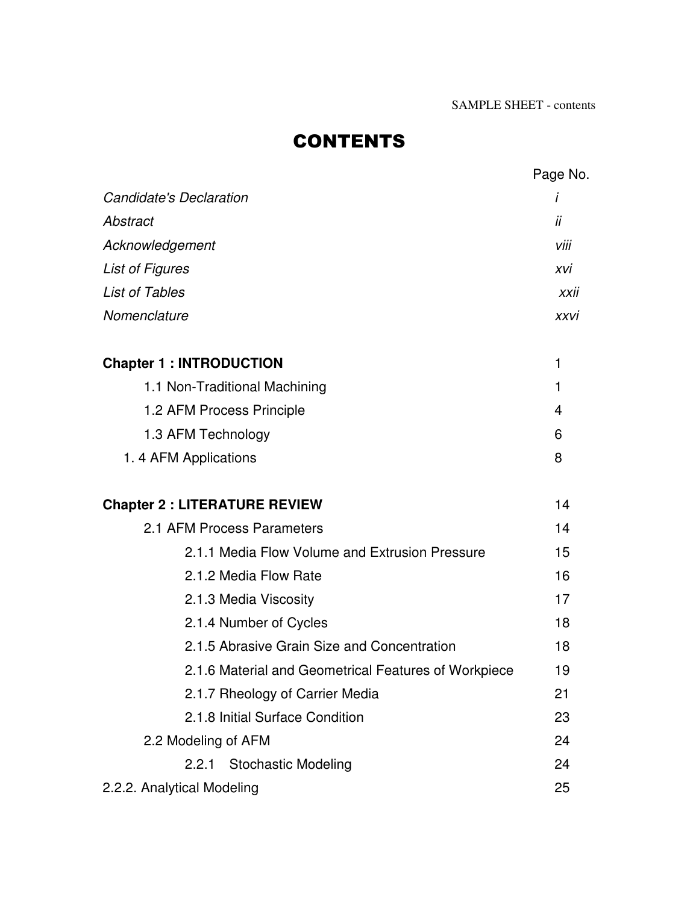SAMPLE SHEET - contents

# CONTENTS

| | Page No. |
|---|---|
| *Candidate's Declaration* | *i* |
| *Abstract* | *ii* |
| *Acknowledgement* | *viii* |
| *List of Figures* | *xvi* |
| *List of Tables* | *xxii* |
| *Nomenclature* | *xxvi* |
| | |
| **Chapter 1 : INTRODUCTION** | 1 |
| 1.1 Non-Traditional Machining | 1 |
| 1.2 AFM Process Principle | 4 |
| 1.3 AFM Technology | 6 |
| 1. 4 AFM Applications | 8 |
| | |
| **Chapter 2 : LITERATURE REVIEW** | 14 |
| 2.1 AFM Process Parameters | 14 |
| 2.1.1 Media Flow Volume and Extrusion Pressure | 15 |
| 2.1.2 Media Flow Rate | 16 |
| 2.1.3 Media Viscosity | 17 |
| 2.1.4 Number of Cycles | 18 |
| 2.1.5 Abrasive Grain Size and Concentration | 18 |
| 2.1.6 Material and Geometrical Features of Workpiece | 19 |
| 2.1.7 Rheology of Carrier Media | 21 |
| 2.1.8 Initial Surface Condition | 23 |
| 2.2 Modeling of AFM | 24 |
| 2.2.1 Stochastic Modeling | 24 |
| 2.2.2. Analytical Modeling | 25 |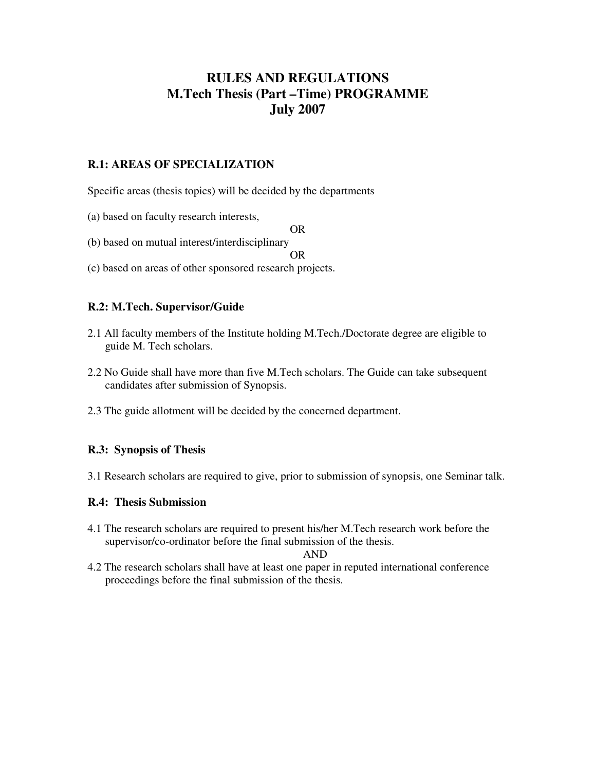# RULES AND REGULATIONS
# M.Tech Thesis (Part –Time) PROGRAMME
# July 2007

## R.1: AREAS OF SPECIALIZATION

Specific areas (thesis topics) will be decided by the departments

(a) based on faculty research interests,

OR

(b) based on mutual interest/interdisciplinary

OR

(c) based on areas of other sponsored research projects.

## R.2: M.Tech. Supervisor/Guide

2.1 All faculty members of the Institute holding M.Tech./Doctorate degree are eligible to guide M. Tech scholars.

2.2 No Guide shall have more than five M.Tech scholars. The Guide can take subsequent candidates after submission of Synopsis.

2.3 The guide allotment will be decided by the concerned department.

## R.3: Synopsis of Thesis

3.1 Research scholars are required to give, prior to submission of synopsis, one Seminar talk.

## R.4: Thesis Submission

4.1 The research scholars are required to present his/her M.Tech research work before the supervisor/co-ordinator before the final submission of the thesis.

AND

4.2 The research scholars shall have at least one paper in reputed international conference proceedings before the final submission of the thesis.